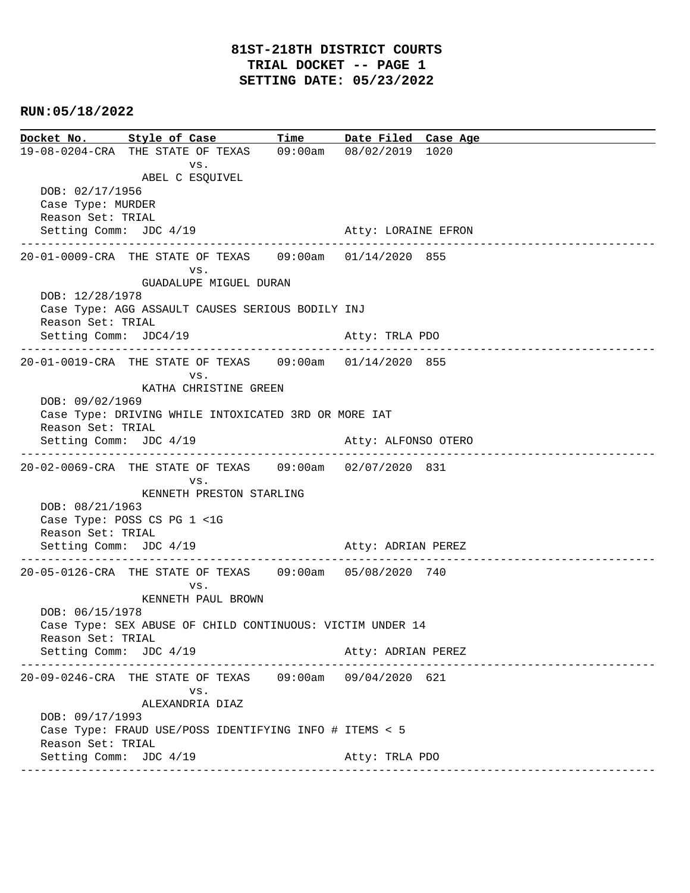# 81ST-218TH DISTRICT COURTS
## TRIAL DOCKET -- PAGE 1
## SETTING DATE: 05/23/2022

**RUN:05/18/2022**

| Docket No. | Style of Case | Time | Date Filed | Case Age |
|---|---|---|---|---|
| 19-08-0204-CRA | THE STATE OF TEXAS vs. ABEL C ESQUIVEL | 09:00am | 08/02/2019 | 1020 |

DOB: 02/17/1956
Case Type: MURDER
Reason Set: TRIAL
Setting Comm: JDC 4/19 — Atty: LORAINE EFRON

---

| Docket No. | Style of Case | Time | Date Filed | Case Age |
|---|---|---|---|---|
| 20-01-0009-CRA | THE STATE OF TEXAS vs. GUADALUPE MIGUEL DURAN | 09:00am | 01/14/2020 | 855 |

DOB: 12/28/1978
Case Type: AGG ASSAULT CAUSES SERIOUS BODILY INJ
Reason Set: TRIAL
Setting Comm: JDC4/19 — Atty: TRLA PDO

---

| Docket No. | Style of Case | Time | Date Filed | Case Age |
|---|---|---|---|---|
| 20-01-0019-CRA | THE STATE OF TEXAS vs. KATHA CHRISTINE GREEN | 09:00am | 01/14/2020 | 855 |

DOB: 09/02/1969
Case Type: DRIVING WHILE INTOXICATED 3RD OR MORE IAT
Reason Set: TRIAL
Setting Comm: JDC 4/19 — Atty: ALFONSO OTERO

---

| Docket No. | Style of Case | Time | Date Filed | Case Age |
|---|---|---|---|---|
| 20-02-0069-CRA | THE STATE OF TEXAS vs. KENNETH PRESTON STARLING | 09:00am | 02/07/2020 | 831 |

DOB: 08/21/1963
Case Type: POSS CS PG 1 <1G
Reason Set: TRIAL
Setting Comm: JDC 4/19 — Atty: ADRIAN PEREZ

---

| Docket No. | Style of Case | Time | Date Filed | Case Age |
|---|---|---|---|---|
| 20-05-0126-CRA | THE STATE OF TEXAS vs. KENNETH PAUL BROWN | 09:00am | 05/08/2020 | 740 |

DOB: 06/15/1978
Case Type: SEX ABUSE OF CHILD CONTINUOUS: VICTIM UNDER 14
Reason Set: TRIAL
Setting Comm: JDC 4/19 — Atty: ADRIAN PEREZ

---

| Docket No. | Style of Case | Time | Date Filed | Case Age |
|---|---|---|---|---|
| 20-09-0246-CRA | THE STATE OF TEXAS vs. ALEXANDRIA DIAZ | 09:00am | 09/04/2020 | 621 |

DOB: 09/17/1993
Case Type: FRAUD USE/POSS IDENTIFYING INFO # ITEMS < 5
Reason Set: TRIAL
Setting Comm: JDC 4/19 — Atty: TRLA PDO

---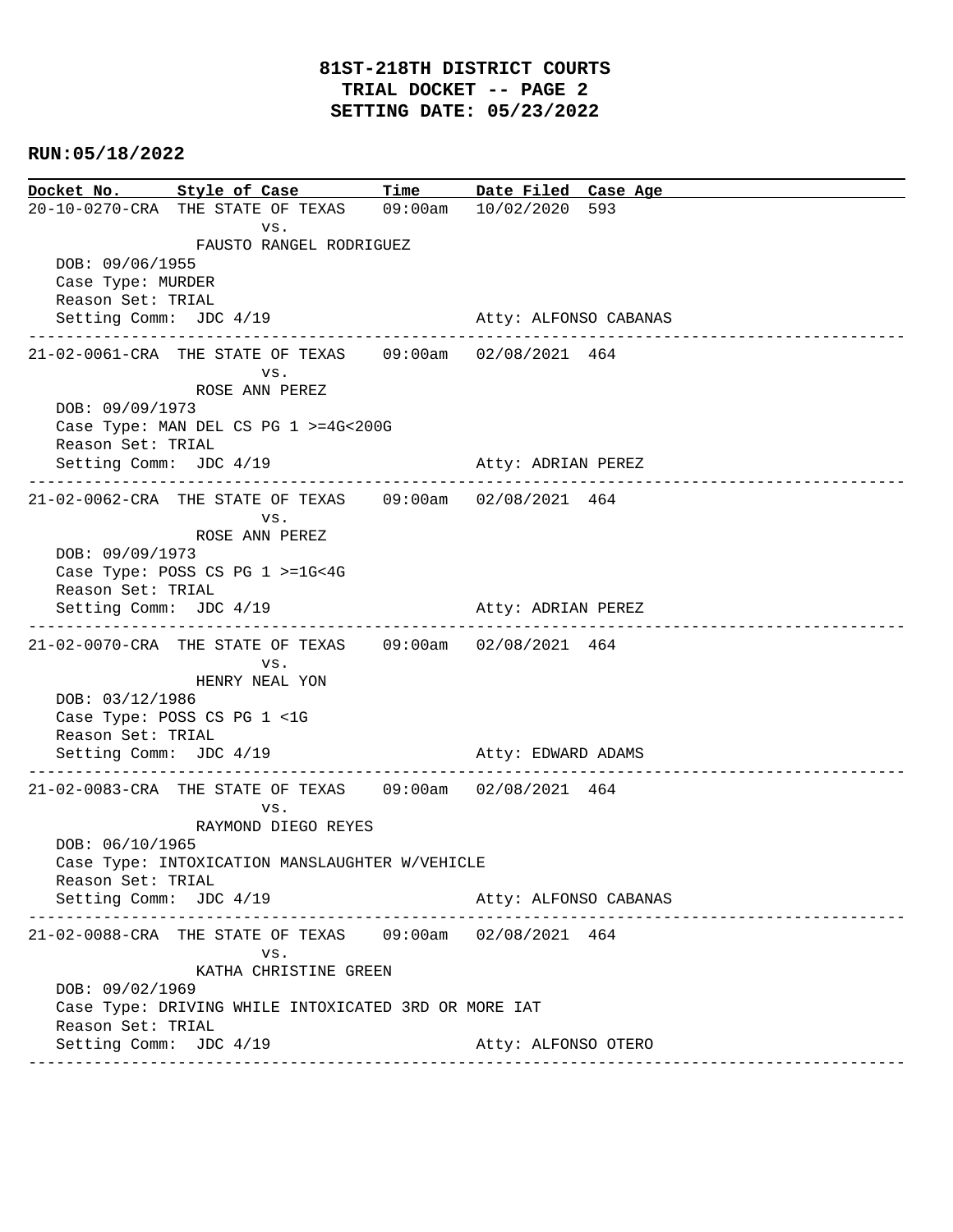# 81ST-218TH DISTRICT COURTS
## TRIAL DOCKET -- PAGE 2
## SETTING DATE: 05/23/2022

**RUN:05/18/2022**

| Docket No. | Style of Case | Time | Date Filed | Case Age |
|---|---|---|---|---|
| 20-10-0270-CRA | THE STATE OF TEXAS vs. FAUSTO RANGEL RODRIGUEZ | 09:00am | 10/02/2020 | 593 |

DOB: 09/06/1955
Case Type: MURDER
Reason Set: TRIAL
Setting Comm: JDC 4/19 — Atty: ALFONSO CABANAS

---

| Docket No. | Style of Case | Time | Date Filed | Case Age |
|---|---|---|---|---|
| 21-02-0061-CRA | THE STATE OF TEXAS vs. ROSE ANN PEREZ | 09:00am | 02/08/2021 | 464 |

DOB: 09/09/1973
Case Type: MAN DEL CS PG 1 >=4G<200G
Reason Set: TRIAL
Setting Comm: JDC 4/19 — Atty: ADRIAN PEREZ

---

| Docket No. | Style of Case | Time | Date Filed | Case Age |
|---|---|---|---|---|
| 21-02-0062-CRA | THE STATE OF TEXAS vs. ROSE ANN PEREZ | 09:00am | 02/08/2021 | 464 |

DOB: 09/09/1973
Case Type: POSS CS PG 1 >=1G<4G
Reason Set: TRIAL
Setting Comm: JDC 4/19 — Atty: ADRIAN PEREZ

---

| Docket No. | Style of Case | Time | Date Filed | Case Age |
|---|---|---|---|---|
| 21-02-0070-CRA | THE STATE OF TEXAS vs. HENRY NEAL YON | 09:00am | 02/08/2021 | 464 |

DOB: 03/12/1986
Case Type: POSS CS PG 1 <1G
Reason Set: TRIAL
Setting Comm: JDC 4/19 — Atty: EDWARD ADAMS

---

| Docket No. | Style of Case | Time | Date Filed | Case Age |
|---|---|---|---|---|
| 21-02-0083-CRA | THE STATE OF TEXAS vs. RAYMOND DIEGO REYES | 09:00am | 02/08/2021 | 464 |

DOB: 06/10/1965
Case Type: INTOXICATION MANSLAUGHTER W/VEHICLE
Reason Set: TRIAL
Setting Comm: JDC 4/19 — Atty: ALFONSO CABANAS

---

| Docket No. | Style of Case | Time | Date Filed | Case Age |
|---|---|---|---|---|
| 21-02-0088-CRA | THE STATE OF TEXAS vs. KATHA CHRISTINE GREEN | 09:00am | 02/08/2021 | 464 |

DOB: 09/02/1969
Case Type: DRIVING WHILE INTOXICATED 3RD OR MORE IAT
Reason Set: TRIAL
Setting Comm: JDC 4/19 — Atty: ALFONSO OTERO

---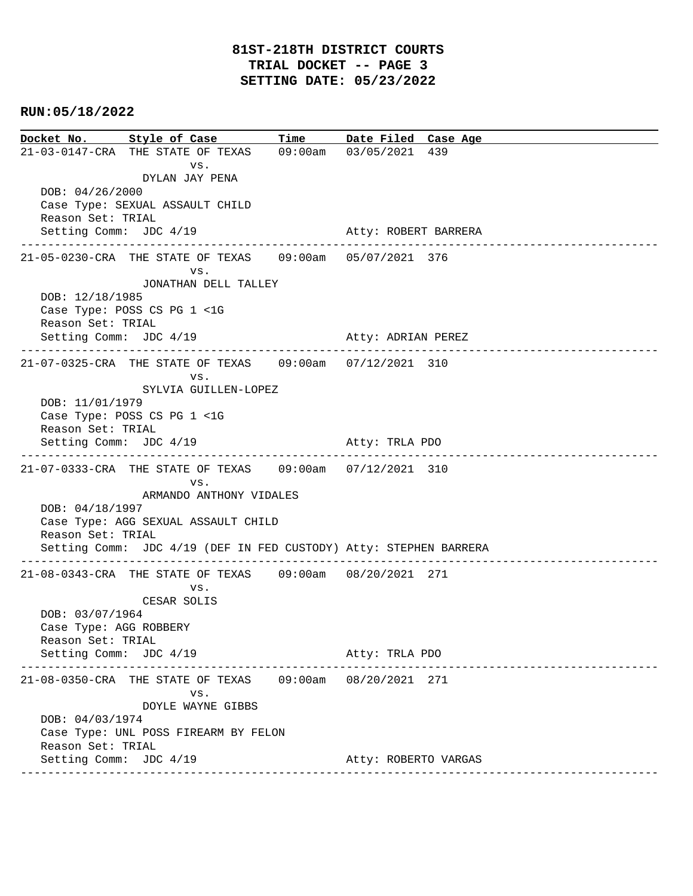**81ST-218TH DISTRICT COURTS**
**TRIAL DOCKET -- PAGE 3**
**SETTING DATE: 05/23/2022**

**RUN:05/18/2022**

```
Docket No.      Style of Case          Time       Date Filed  Case Age
21-03-0147-CRA  THE STATE OF TEXAS     09:00am    03/05/2021  439
                        vs.
                DYLAN JAY PENA
   DOB: 04/26/2000
   Case Type: SEXUAL ASSAULT CHILD
   Reason Set: TRIAL
   Setting Comm:  JDC 4/19                        Atty: ROBERT BARRERA
---------------------------------------------------------------------------------------------
21-05-0230-CRA  THE STATE OF TEXAS     09:00am    05/07/2021  376
                        vs.
                JONATHAN DELL TALLEY
   DOB: 12/18/1985
   Case Type: POSS CS PG 1 <1G
   Reason Set: TRIAL
   Setting Comm:  JDC 4/19                        Atty: ADRIAN PEREZ
---------------------------------------------------------------------------------------------
21-07-0325-CRA  THE STATE OF TEXAS     09:00am    07/12/2021  310
                        vs.
                SYLVIA GUILLEN-LOPEZ
   DOB: 11/01/1979
   Case Type: POSS CS PG 1 <1G
   Reason Set: TRIAL
   Setting Comm:  JDC 4/19                        Atty: TRLA PDO
---------------------------------------------------------------------------------------------
21-07-0333-CRA  THE STATE OF TEXAS     09:00am    07/12/2021  310
                        vs.
                ARMANDO ANTHONY VIDALES
   DOB: 04/18/1997
   Case Type: AGG SEXUAL ASSAULT CHILD
   Reason Set: TRIAL
   Setting Comm:  JDC 4/19 (DEF IN FED CUSTODY) Atty: STEPHEN BARRERA
---------------------------------------------------------------------------------------------
21-08-0343-CRA  THE STATE OF TEXAS     09:00am    08/20/2021  271
                        vs.
                CESAR SOLIS
   DOB: 03/07/1964
   Case Type: AGG ROBBERY
   Reason Set: TRIAL
   Setting Comm:  JDC 4/19                        Atty: TRLA PDO
---------------------------------------------------------------------------------------------
21-08-0350-CRA  THE STATE OF TEXAS     09:00am    08/20/2021  271
                        vs.
                DOYLE WAYNE GIBBS
   DOB: 04/03/1974
   Case Type: UNL POSS FIREARM BY FELON
   Reason Set: TRIAL
   Setting Comm:  JDC 4/19                        Atty: ROBERTO VARGAS
---------------------------------------------------------------------------------------------
```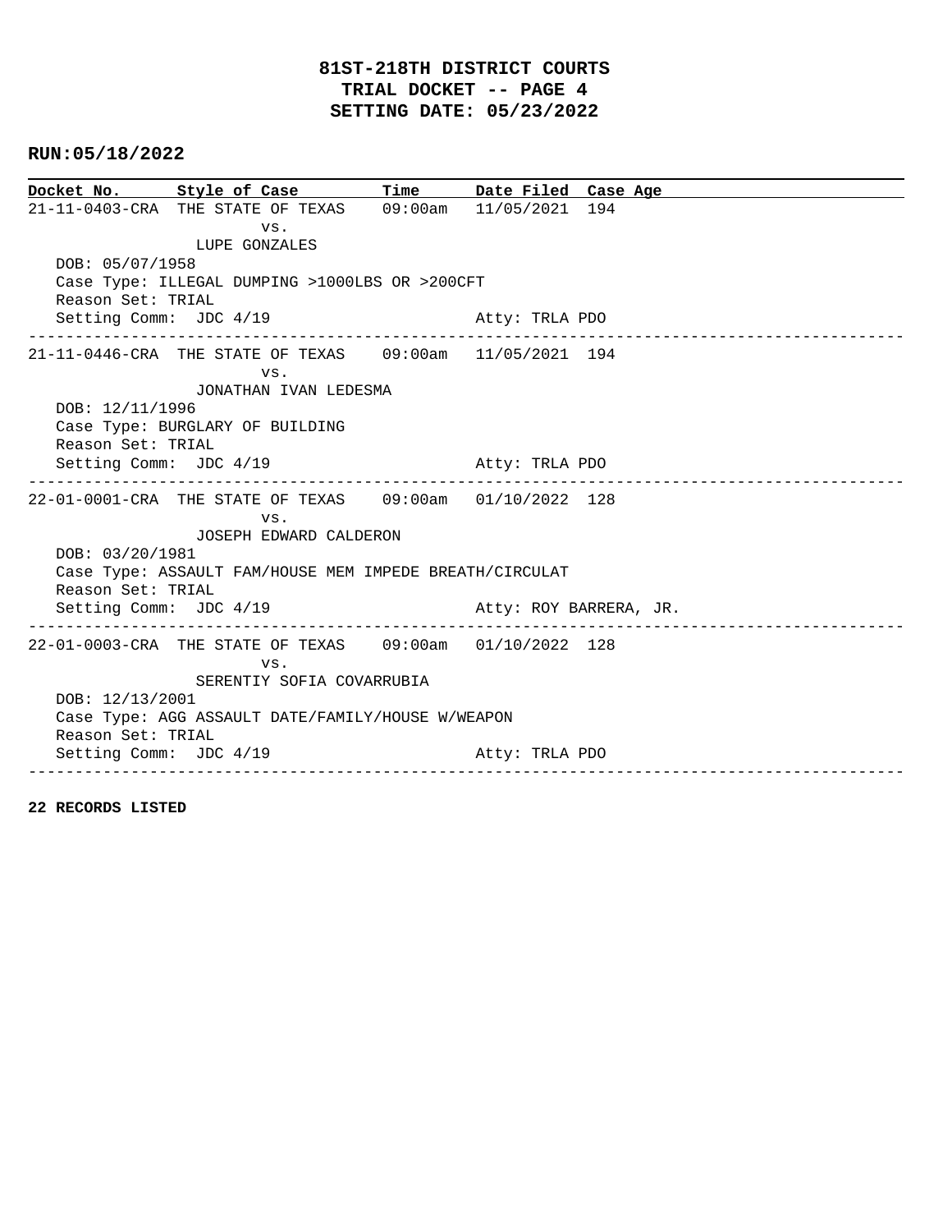# 81ST-218TH DISTRICT COURTS
## TRIAL DOCKET -- PAGE 4
## SETTING DATE: 05/23/2022

**RUN:05/18/2022**

| Docket No. | Style of Case | Time | Date Filed | Case Age |
|---|---|---|---|---|
| 21-11-0403-CRA | THE STATE OF TEXAS vs. LUPE GONZALES | 09:00am | 11/05/2021 | 194 |

DOB: 05/07/1958
Case Type: ILLEGAL DUMPING >1000LBS OR >200CFT
Reason Set: TRIAL
Setting Comm: JDC 4/19 Atty: TRLA PDO

---

| Docket No. | Style of Case | Time | Date Filed | Case Age |
|---|---|---|---|---|
| 21-11-0446-CRA | THE STATE OF TEXAS vs. JONATHAN IVAN LEDESMA | 09:00am | 11/05/2021 | 194 |

DOB: 12/11/1996
Case Type: BURGLARY OF BUILDING
Reason Set: TRIAL
Setting Comm: JDC 4/19 Atty: TRLA PDO

---

| Docket No. | Style of Case | Time | Date Filed | Case Age |
|---|---|---|---|---|
| 22-01-0001-CRA | THE STATE OF TEXAS vs. JOSEPH EDWARD CALDERON | 09:00am | 01/10/2022 | 128 |

DOB: 03/20/1981
Case Type: ASSAULT FAM/HOUSE MEM IMPEDE BREATH/CIRCULAT
Reason Set: TRIAL
Setting Comm: JDC 4/19 Atty: ROY BARRERA, JR.

---

| Docket No. | Style of Case | Time | Date Filed | Case Age |
|---|---|---|---|---|
| 22-01-0003-CRA | THE STATE OF TEXAS vs. SERENTIY SOFIA COVARRUBIA | 09:00am | 01/10/2022 | 128 |

DOB: 12/13/2001
Case Type: AGG ASSAULT DATE/FAMILY/HOUSE W/WEAPON
Reason Set: TRIAL
Setting Comm: JDC 4/19 Atty: TRLA PDO

---

**22 RECORDS LISTED**